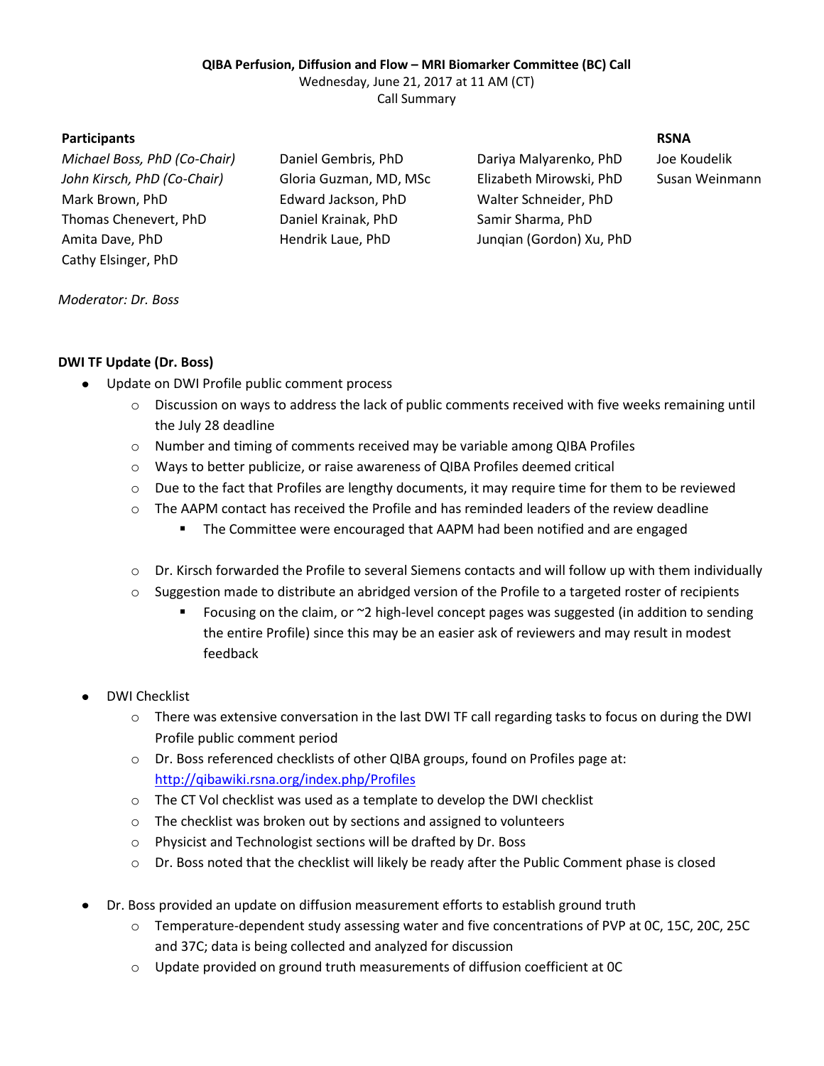**QIBA Perfusion, Diffusion and Flow – MRI Biomarker Committee (BC) Call**

Wednesday, June 21, 2017 at 11 AM (CT)

Call Summary

**Participants**

| | | | **RSNA** |
|---|---|---|---|
| *Michael Boss, PhD (Co-Chair)* | Daniel Gembris, PhD | Dariya Malyarenko, PhD | Joe Koudelik |
| *John Kirsch, PhD (Co-Chair)* | Gloria Guzman, MD, MSc | Elizabeth Mirowski, PhD | Susan Weinmann |
| Mark Brown, PhD | Edward Jackson, PhD | Walter Schneider, PhD | |
| Thomas Chenevert, PhD | Daniel Krainak, PhD | Samir Sharma, PhD | |
| Amita Dave, PhD | Hendrik Laue, PhD | Junqian (Gordon) Xu, PhD | |
| Cathy Elsinger, PhD | | | |

*Moderator: Dr. Boss*

**DWI TF Update (Dr. Boss)**

- Update on DWI Profile public comment process
  - Discussion on ways to address the lack of public comments received with five weeks remaining until the July 28 deadline
  - Number and timing of comments received may be variable among QIBA Profiles
  - Ways to better publicize, or raise awareness of QIBA Profiles deemed critical
  - Due to the fact that Profiles are lengthy documents, it may require time for them to be reviewed
  - The AAPM contact has received the Profile and has reminded leaders of the review deadline
    - The Committee were encouraged that AAPM had been notified and are engaged
  - Dr. Kirsch forwarded the Profile to several Siemens contacts and will follow up with them individually
  - Suggestion made to distribute an abridged version of the Profile to a targeted roster of recipients
    - Focusing on the claim, or ~2 high-level concept pages was suggested (in addition to sending the entire Profile) since this may be an easier ask of reviewers and may result in modest feedback

- DWI Checklist
  - There was extensive conversation in the last DWI TF call regarding tasks to focus on during the DWI Profile public comment period
  - Dr. Boss referenced checklists of other QIBA groups, found on Profiles page at: http://qibawiki.rsna.org/index.php/Profiles
  - The CT Vol checklist was used as a template to develop the DWI checklist
  - The checklist was broken out by sections and assigned to volunteers
  - Physicist and Technologist sections will be drafted by Dr. Boss
  - Dr. Boss noted that the checklist will likely be ready after the Public Comment phase is closed

- Dr. Boss provided an update on diffusion measurement efforts to establish ground truth
  - Temperature-dependent study assessing water and five concentrations of PVP at 0C, 15C, 20C, 25C and 37C; data is being collected and analyzed for discussion
  - Update provided on ground truth measurements of diffusion coefficient at 0C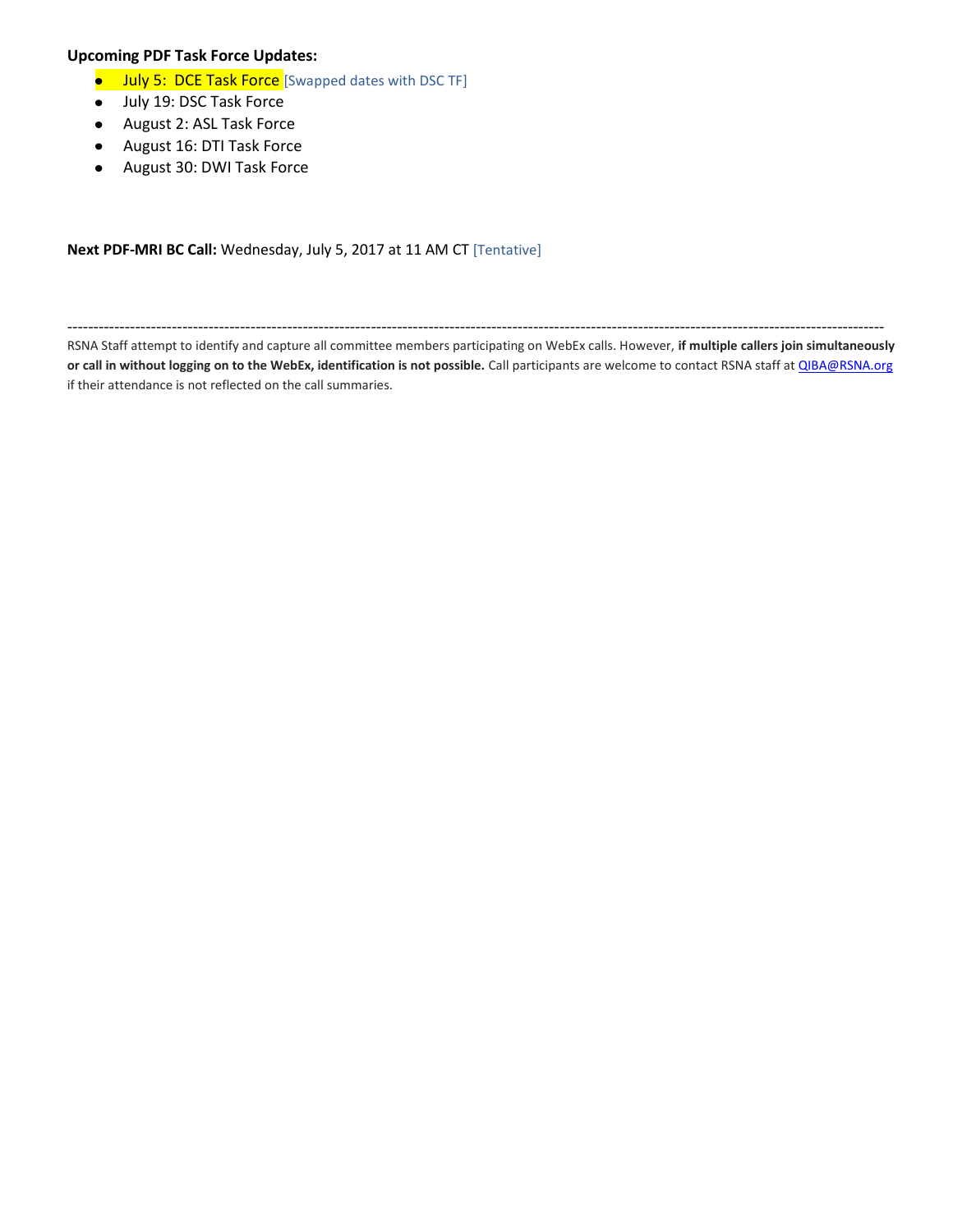**Upcoming PDF Task Force Updates:**

- July 5: DCE Task Force [Swapped dates with DSC TF]
- July 19: DSC Task Force
- August 2: ASL Task Force
- August 16: DTI Task Force
- August 30: DWI Task Force

**Next PDF-MRI BC Call:** Wednesday, July 5, 2017 at 11 AM CT [Tentative]

---

RSNA Staff attempt to identify and capture all committee members participating on WebEx calls. However, **if multiple callers join simultaneously or call in without logging on to the WebEx, identification is not possible.** Call participants are welcome to contact RSNA staff at QIBA@RSNA.org if their attendance is not reflected on the call summaries.